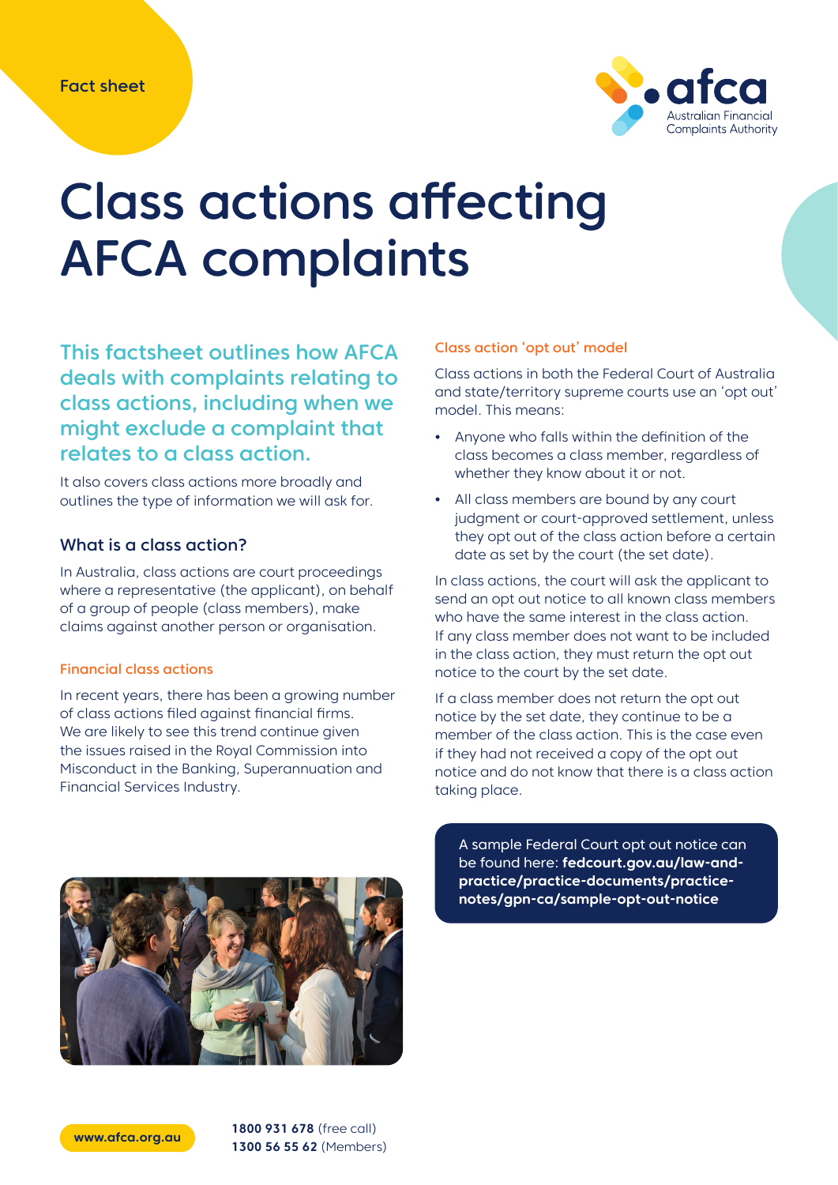Fact sheet

# Class actions affecting AFCA complaints

**This factsheet outlines how AFCA deals with complaints relating to class actions, including when we might exclude a complaint that relates to a class action.**

It also covers class actions more broadly and outlines the type of information we will ask for.

## What is a class action?

In Australia, class actions are court proceedings where a representative (the applicant), on behalf of a group of people (class members), make claims against another person or organisation.

### Financial class actions

In recent years, there has been a growing number of class actions filed against financial firms. We are likely to see this trend continue given the issues raised in the Royal Commission into Misconduct in the Banking, Superannuation and Financial Services Industry.

### Class action 'opt out' model

Class actions in both the Federal Court of Australia and state/territory supreme courts use an 'opt out' model. This means:

- Anyone who falls within the definition of the class becomes a class member, regardless of whether they know about it or not.
- All class members are bound by any court judgment or court-approved settlement, unless they opt out of the class action before a certain date as set by the court (the set date).

In class actions, the court will ask the applicant to send an opt out notice to all known class members who have the same interest in the class action. If any class member does not want to be included in the class action, they must return the opt out notice to the court by the set date.

If a class member does not return the opt out notice by the set date, they continue to be a member of the class action. This is the case even if they had not received a copy of the opt out notice and do not know that there is a class action taking place.

A sample Federal Court opt out notice can be found here: **fedcourt.gov.au/law-and-practice/practice-documents/practice-notes/gpn-ca/sample-opt-out-notice**

**www.afca.org.au**

**1800 931 678** (free call)
**1300 56 55 62** (Members)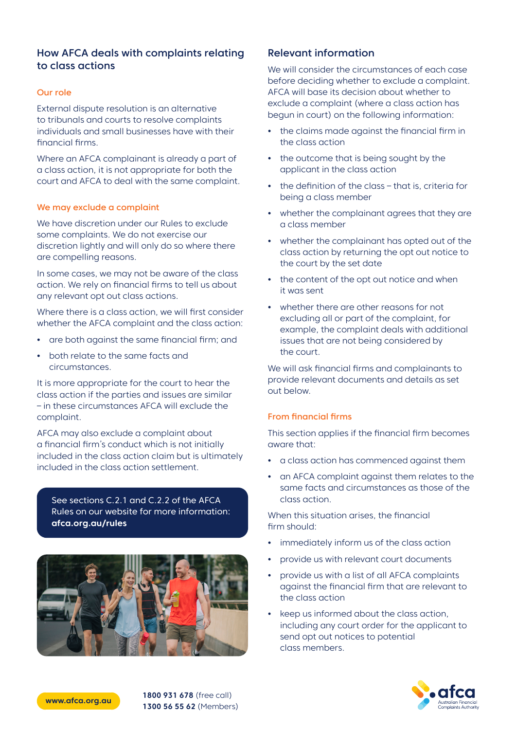## How AFCA deals with complaints relating to class actions

### Our role

External dispute resolution is an alternative to tribunals and courts to resolve complaints individuals and small businesses have with their financial firms.

Where an AFCA complainant is already a part of a class action, it is not appropriate for both the court and AFCA to deal with the same complaint.

### We may exclude a complaint

We have discretion under our Rules to exclude some complaints. We do not exercise our discretion lightly and will only do so where there are compelling reasons.

In some cases, we may not be aware of the class action. We rely on financial firms to tell us about any relevant opt out class actions.

Where there is a class action, we will first consider whether the AFCA complaint and the class action:

- are both against the same financial firm; and
- both relate to the same facts and circumstances.

It is more appropriate for the court to hear the class action if the parties and issues are similar – in these circumstances AFCA will exclude the complaint.

AFCA may also exclude a complaint about a financial firm's conduct which is not initially included in the class action claim but is ultimately included in the class action settlement.

See sections C.2.1 and C.2.2 of the AFCA Rules on our website for more information: **afca.org.au/rules**

## Relevant information

We will consider the circumstances of each case before deciding whether to exclude a complaint. AFCA will base its decision about whether to exclude a complaint (where a class action has begun in court) on the following information:

- the claims made against the financial firm in the class action
- the outcome that is being sought by the applicant in the class action
- the definition of the class – that is, criteria for being a class member
- whether the complainant agrees that they are a class member
- whether the complainant has opted out of the class action by returning the opt out notice to the court by the set date
- the content of the opt out notice and when it was sent
- whether there are other reasons for not excluding all or part of the complaint, for example, the complaint deals with additional issues that are not being considered by the court.

We will ask financial firms and complainants to provide relevant documents and details as set out below.

### From financial firms

This section applies if the financial firm becomes aware that:

- a class action has commenced against them
- an AFCA complaint against them relates to the same facts and circumstances as those of the class action.

When this situation arises, the financial firm should:

- immediately inform us of the class action
- provide us with relevant court documents
- provide us with a list of all AFCA complaints against the financial firm that are relevant to the class action
- keep us informed about the class action, including any court order for the applicant to send opt out notices to potential class members.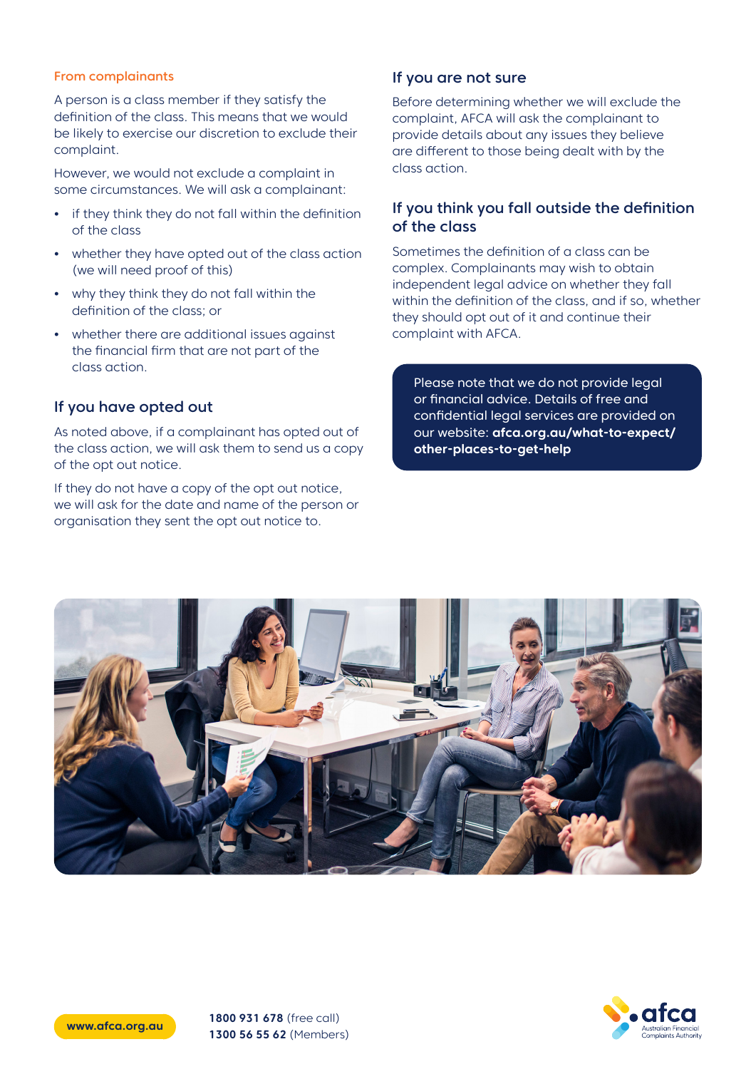### From complainants

A person is a class member if they satisfy the definition of the class. This means that we would be likely to exercise our discretion to exclude their complaint.

However, we would not exclude a complaint in some circumstances. We will ask a complainant:

- if they think they do not fall within the definition of the class
- whether they have opted out of the class action (we will need proof of this)
- why they think they do not fall within the definition of the class; or
- whether there are additional issues against the financial firm that are not part of the class action.

## If you have opted out

As noted above, if a complainant has opted out of the class action, we will ask them to send us a copy of the opt out notice.

If they do not have a copy of the opt out notice, we will ask for the date and name of the person or organisation they sent the opt out notice to.

## If you are not sure

Before determining whether we will exclude the complaint, AFCA will ask the complainant to provide details about any issues they believe are different to those being dealt with by the class action.

## If you think you fall outside the definition of the class

Sometimes the definition of a class can be complex. Complainants may wish to obtain independent legal advice on whether they fall within the definition of the class, and if so, whether they should opt out of it and continue their complaint with AFCA.

Please note that we do not provide legal or financial advice. Details of free and confidential legal services are provided on our website: **afca.org.au/what-to-expect/other-places-to-get-help**

**www.afca.org.au**

**1800 931 678** (free call)
**1300 56 55 62** (Members)